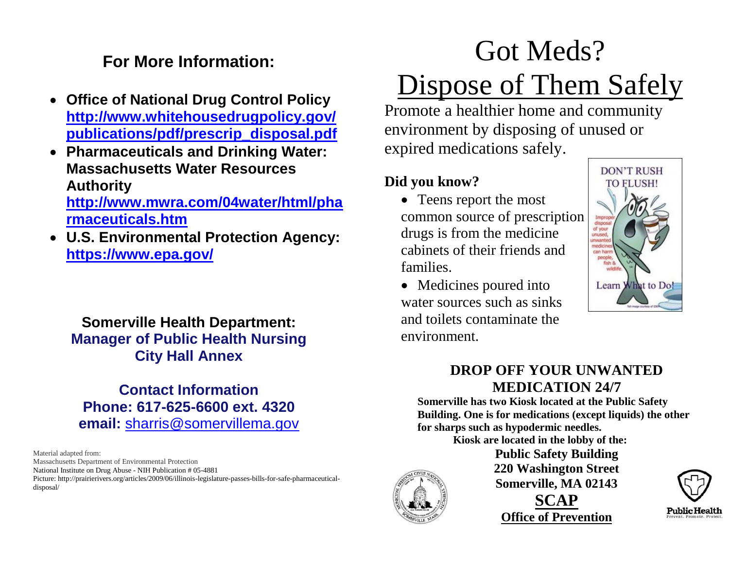## For More Information:

- **Office of National Drug Control Policy** **http://www.whitehousedrugpolicy.gov/publications/pdf/prescrip_disposal.pdf**
- **Pharmaceuticals and Drinking Water: Massachusetts Water Resources Authority** **http://www.mwra.com/04water/html/pharmaceuticals.htm**
- **U.S. Environmental Protection Agency:** **https://www.epa.gov/**

**Somerville Health Department:**
**Manager of Public Health Nursing**
**City Hall Annex**

**Contact Information**
**Phone: 617-625-6600 ext. 4320**
**email:** sharris@somervillema.gov

Material adapted from:
Massachusetts Department of Environmental Protection
National Institute on Drug Abuse - NIH Publication # 05-4881
Picture: http://prairierivers.org/articles/2009/06/illinois-legislature-passes-bills-for-safe-pharmaceutical-disposal/

# Got Meds? Dispose of Them Safely

Promote a healthier home and community environment by disposing of unused or expired medications safely.

**Did you know?**

- Teens report the most common source of prescription drugs is from the medicine cabinets of their friends and families.
- Medicines poured into water sources such as sinks and toilets contaminate the environment.

DON'T RUSH TO FLUSH!
Improper disposal of your unused, unwanted medicines can harm people, fish & wildlife.
Learn What to Do!

## DROP OFF YOUR UNWANTED MEDICATION 24/7

**Somerville has two Kiosk located at the Public Safety Building. One is for medications (except liquids) the other for sharps such as hypodermic needles.**

**Kiosk are located in the lobby of the:**

**Public Safety Building**
**220 Washington Street**
**Somerville, MA 02143**

**SCAP**
**Office of Prevention**

Public Health
Prevent. Promote. Protect.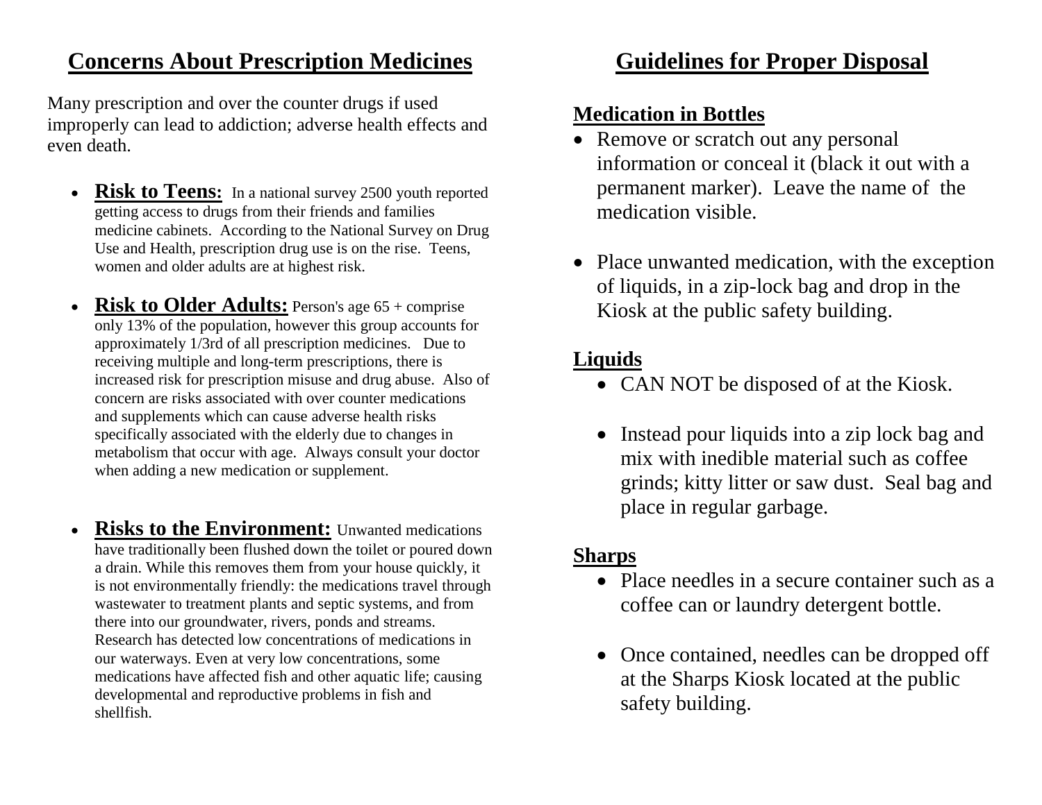## Concerns About Prescription Medicines

Many prescription and over the counter drugs if used improperly can lead to addiction; adverse health effects and even death.

- **Risk to Teens:** In a national survey 2500 youth reported getting access to drugs from their friends and families medicine cabinets. According to the National Survey on Drug Use and Health, prescription drug use is on the rise. Teens, women and older adults are at highest risk.

- **Risk to Older Adults:** Person's age 65 + comprise only 13% of the population, however this group accounts for approximately 1/3rd of all prescription medicines. Due to receiving multiple and long-term prescriptions, there is increased risk for prescription misuse and drug abuse. Also of concern are risks associated with over counter medications and supplements which can cause adverse health risks specifically associated with the elderly due to changes in metabolism that occur with age. Always consult your doctor when adding a new medication or supplement.

- **Risks to the Environment:** Unwanted medications have traditionally been flushed down the toilet or poured down a drain. While this removes them from your house quickly, it is not environmentally friendly: the medications travel through wastewater to treatment plants and septic systems, and from there into our groundwater, rivers, ponds and streams. Research has detected low concentrations of medications in our waterways. Even at very low concentrations, some medications have affected fish and other aquatic life; causing developmental and reproductive problems in fish and shellfish.

## Guidelines for Proper Disposal

### Medication in Bottles

- Remove or scratch out any personal information or conceal it (black it out with a permanent marker). Leave the name of the medication visible.

- Place unwanted medication, with the exception of liquids, in a zip-lock bag and drop in the Kiosk at the public safety building.

### Liquids

- CAN NOT be disposed of at the Kiosk.

- Instead pour liquids into a zip lock bag and mix with inedible material such as coffee grinds; kitty litter or saw dust. Seal bag and place in regular garbage.

### Sharps

- Place needles in a secure container such as a coffee can or laundry detergent bottle.

- Once contained, needles can be dropped off at the Sharps Kiosk located at the public safety building.